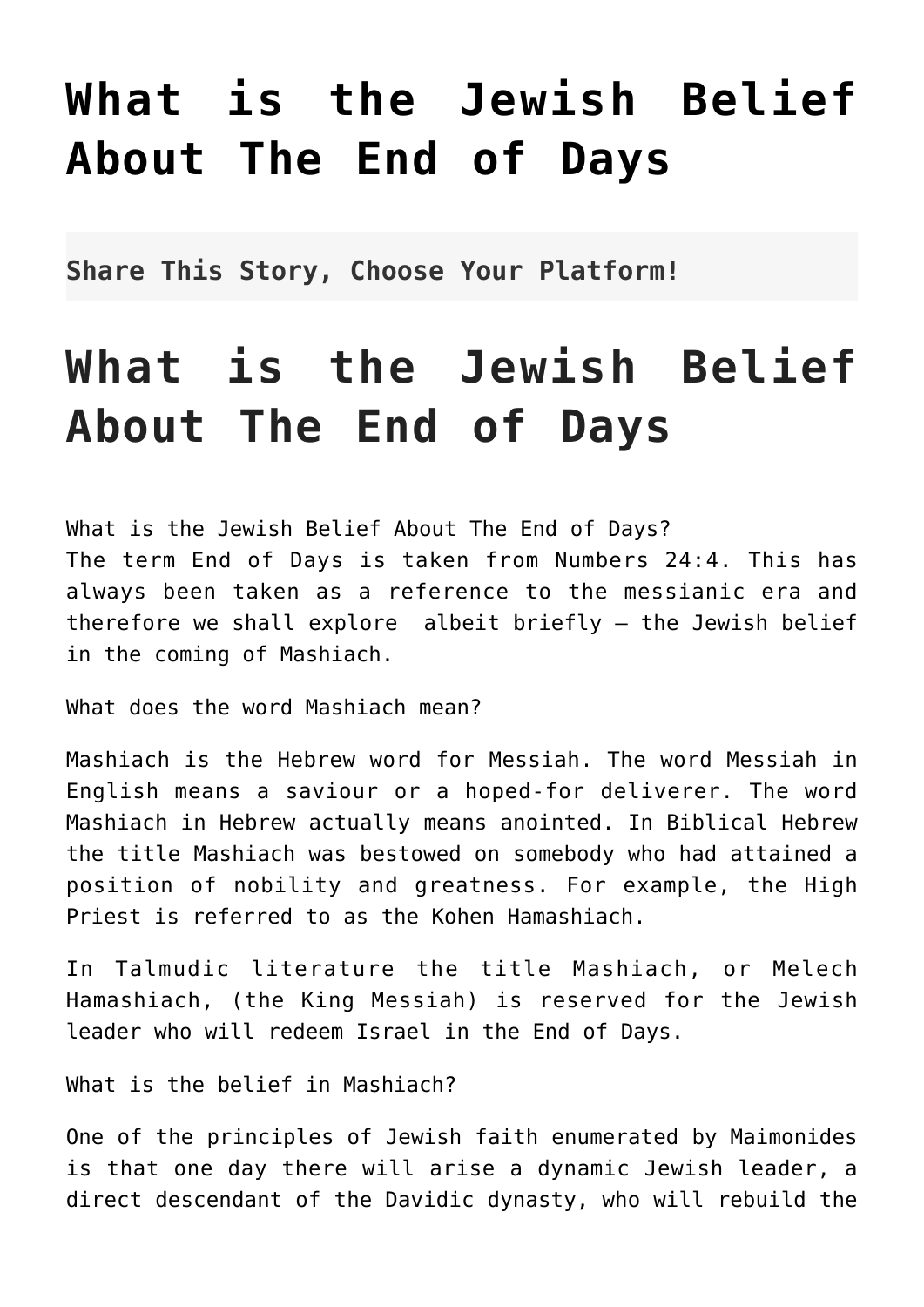# What is the Jewish Belief About The End of Days

**Share This Story, Choose Your Platform!**

# What is the Jewish Belief About The End of Days

What is the Jewish Belief About The End of Days?
The term End of Days is taken from Numbers 24:4. This has always been taken as a reference to the messianic era and therefore we shall explore albeit briefly – the Jewish belief in the coming of Mashiach.

What does the word Mashiach mean?

Mashiach is the Hebrew word for Messiah. The word Messiah in English means a saviour or a hoped-for deliverer. The word Mashiach in Hebrew actually means anointed. In Biblical Hebrew the title Mashiach was bestowed on somebody who had attained a position of nobility and greatness. For example, the High Priest is referred to as the Kohen Hamashiach.

In Talmudic literature the title Mashiach, or Melech Hamashiach, (the King Messiah) is reserved for the Jewish leader who will redeem Israel in the End of Days.

What is the belief in Mashiach?

One of the principles of Jewish faith enumerated by Maimonides is that one day there will arise a dynamic Jewish leader, a direct descendant of the Davidic dynasty, who will rebuild the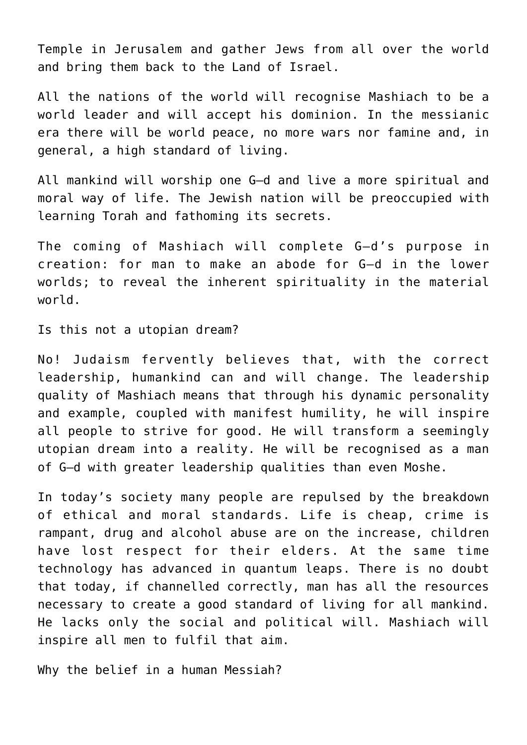Temple in Jerusalem and gather Jews from all over the world and bring them back to the Land of Israel.

All the nations of the world will recognise Mashiach to be a world leader and will accept his dominion. In the messianic era there will be world peace, no more wars nor famine and, in general, a high standard of living.

All mankind will worship one G–d and live a more spiritual and moral way of life. The Jewish nation will be preoccupied with learning Torah and fathoming its secrets.

The coming of Mashiach will complete G–d's purpose in creation: for man to make an abode for G–d in the lower worlds; to reveal the inherent spirituality in the material world.

Is this not a utopian dream?

No! Judaism fervently believes that, with the correct leadership, humankind can and will change. The leadership quality of Mashiach means that through his dynamic personality and example, coupled with manifest humility, he will inspire all people to strive for good. He will transform a seemingly utopian dream into a reality. He will be recognised as a man of G–d with greater leadership qualities than even Moshe.

In today's society many people are repulsed by the breakdown of ethical and moral standards. Life is cheap, crime is rampant, drug and alcohol abuse are on the increase, children have lost respect for their elders. At the same time technology has advanced in quantum leaps. There is no doubt that today, if channelled correctly, man has all the resources necessary to create a good standard of living for all mankind. He lacks only the social and political will. Mashiach will inspire all men to fulfil that aim.

Why the belief in a human Messiah?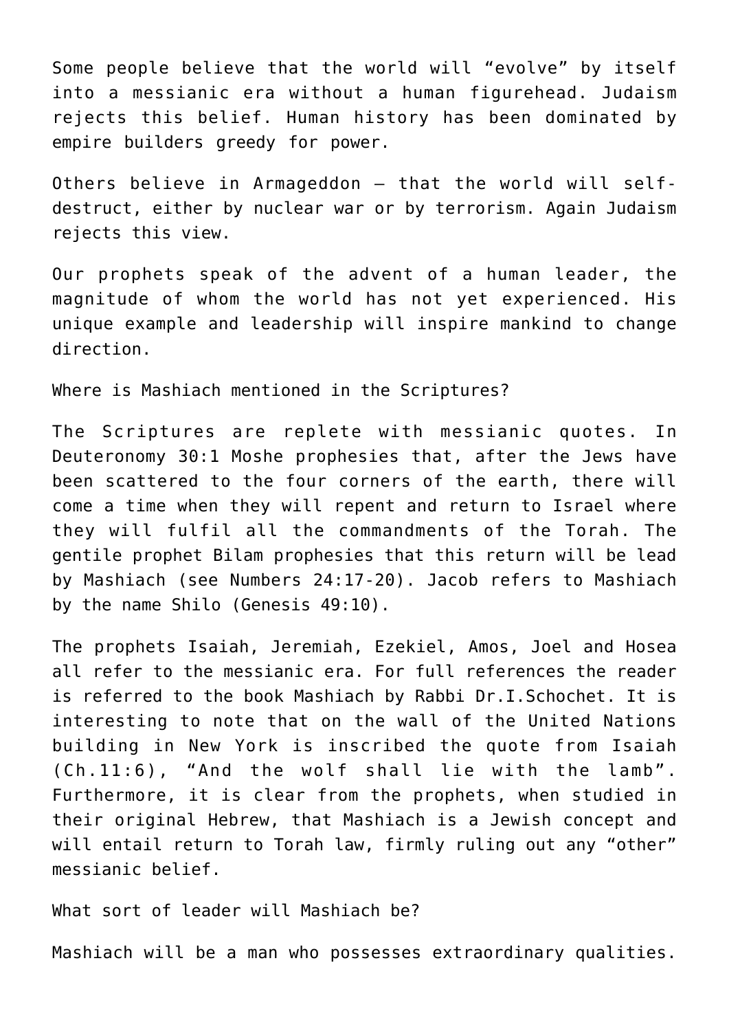Some people believe that the world will "evolve" by itself into a messianic era without a human figurehead. Judaism rejects this belief. Human history has been dominated by empire builders greedy for power.

Others believe in Armageddon – that the world will self-destruct, either by nuclear war or by terrorism. Again Judaism rejects this view.

Our prophets speak of the advent of a human leader, the magnitude of whom the world has not yet experienced. His unique example and leadership will inspire mankind to change direction.

Where is Mashiach mentioned in the Scriptures?

The Scriptures are replete with messianic quotes. In Deuteronomy 30:1 Moshe prophesies that, after the Jews have been scattered to the four corners of the earth, there will come a time when they will repent and return to Israel where they will fulfil all the commandments of the Torah. The gentile prophet Bilam prophesies that this return will be lead by Mashiach (see Numbers 24:17-20). Jacob refers to Mashiach by the name Shilo (Genesis 49:10).

The prophets Isaiah, Jeremiah, Ezekiel, Amos, Joel and Hosea all refer to the messianic era. For full references the reader is referred to the book Mashiach by Rabbi Dr.I.Schochet. It is interesting to note that on the wall of the United Nations building in New York is inscribed the quote from Isaiah (Ch.11:6), "And the wolf shall lie with the lamb". Furthermore, it is clear from the prophets, when studied in their original Hebrew, that Mashiach is a Jewish concept and will entail return to Torah law, firmly ruling out any "other" messianic belief.

What sort of leader will Mashiach be?

Mashiach will be a man who possesses extraordinary qualities.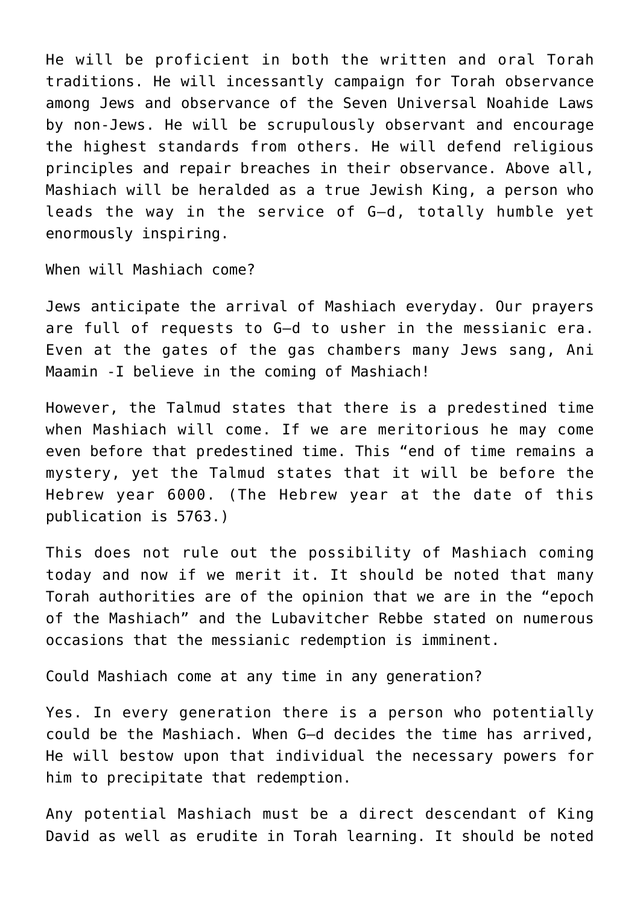He will be proficient in both the written and oral Torah traditions. He will incessantly campaign for Torah observance among Jews and observance of the Seven Universal Noahide Laws by non-Jews. He will be scrupulously observant and encourage the highest standards from others. He will defend religious principles and repair breaches in their observance. Above all, Mashiach will be heralded as a true Jewish King, a person who leads the way in the service of G–d, totally humble yet enormously inspiring.

When will Mashiach come?

Jews anticipate the arrival of Mashiach everyday. Our prayers are full of requests to G–d to usher in the messianic era. Even at the gates of the gas chambers many Jews sang, Ani Maamin -I believe in the coming of Mashiach!

However, the Talmud states that there is a predestined time when Mashiach will come. If we are meritorious he may come even before that predestined time. This "end of time remains a mystery, yet the Talmud states that it will be before the Hebrew year 6000. (The Hebrew year at the date of this publication is 5763.)

This does not rule out the possibility of Mashiach coming today and now if we merit it. It should be noted that many Torah authorities are of the opinion that we are in the "epoch of the Mashiach" and the Lubavitcher Rebbe stated on numerous occasions that the messianic redemption is imminent.

Could Mashiach come at any time in any generation?

Yes. In every generation there is a person who potentially could be the Mashiach. When G–d decides the time has arrived, He will bestow upon that individual the necessary powers for him to precipitate that redemption.

Any potential Mashiach must be a direct descendant of King David as well as erudite in Torah learning. It should be noted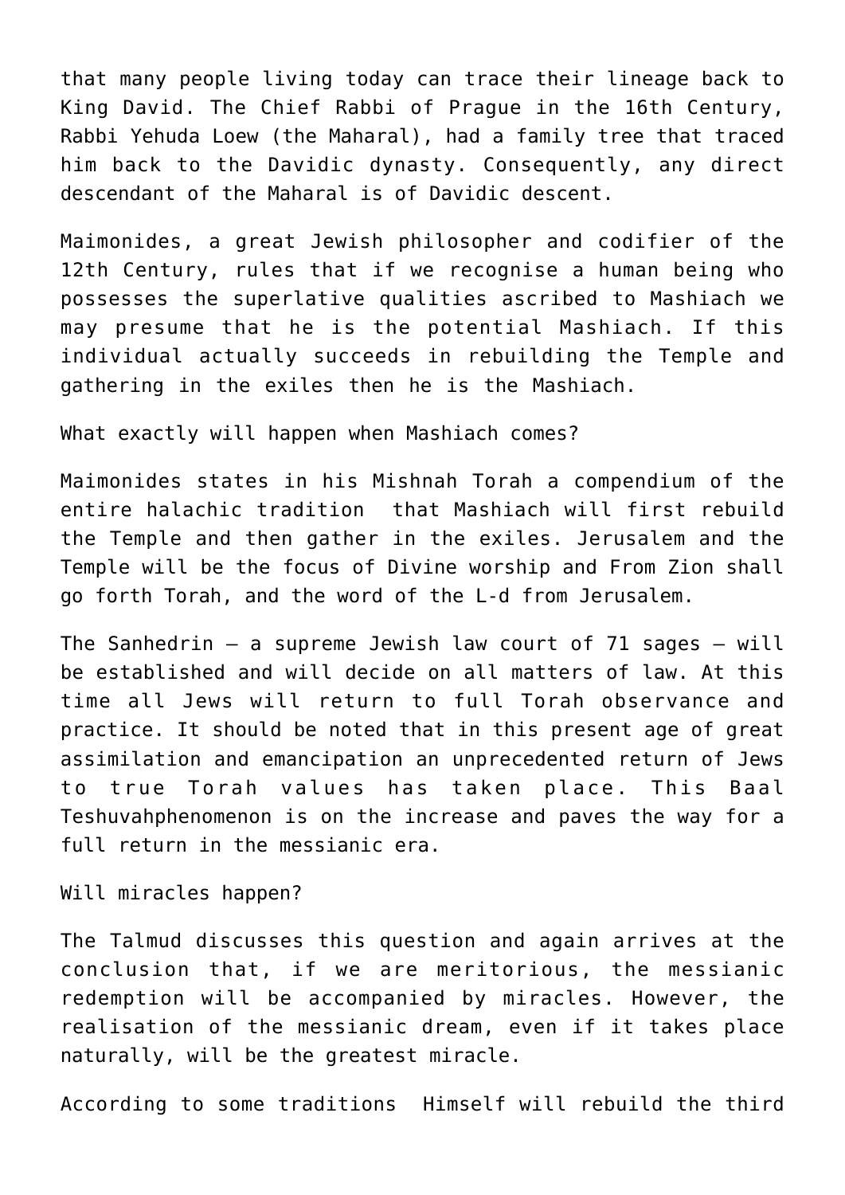that many people living today can trace their lineage back to King David. The Chief Rabbi of Prague in the 16th Century, Rabbi Yehuda Loew (the Maharal), had a family tree that traced him back to the Davidic dynasty. Consequently, any direct descendant of the Maharal is of Davidic descent.

Maimonides, a great Jewish philosopher and codifier of the 12th Century, rules that if we recognise a human being who possesses the superlative qualities ascribed to Mashiach we may presume that he is the potential Mashiach. If this individual actually succeeds in rebuilding the Temple and gathering in the exiles then he is the Mashiach.

What exactly will happen when Mashiach comes?

Maimonides states in his Mishnah Torah a compendium of the entire halachic tradition  that Mashiach will first rebuild the Temple and then gather in the exiles. Jerusalem and the Temple will be the focus of Divine worship and From Zion shall go forth Torah, and the word of the L-d from Jerusalem.

The Sanhedrin – a supreme Jewish law court of 71 sages – will be established and will decide on all matters of law. At this time all Jews will return to full Torah observance and practice. It should be noted that in this present age of great assimilation and emancipation an unprecedented return of Jews to true Torah values has taken place. This Baal Teshuvahphenomenon is on the increase and paves the way for a full return in the messianic era.

Will miracles happen?

The Talmud discusses this question and again arrives at the conclusion that, if we are meritorious, the messianic redemption will be accompanied by miracles. However, the realisation of the messianic dream, even if it takes place naturally, will be the greatest miracle.

According to some traditions  Himself will rebuild the third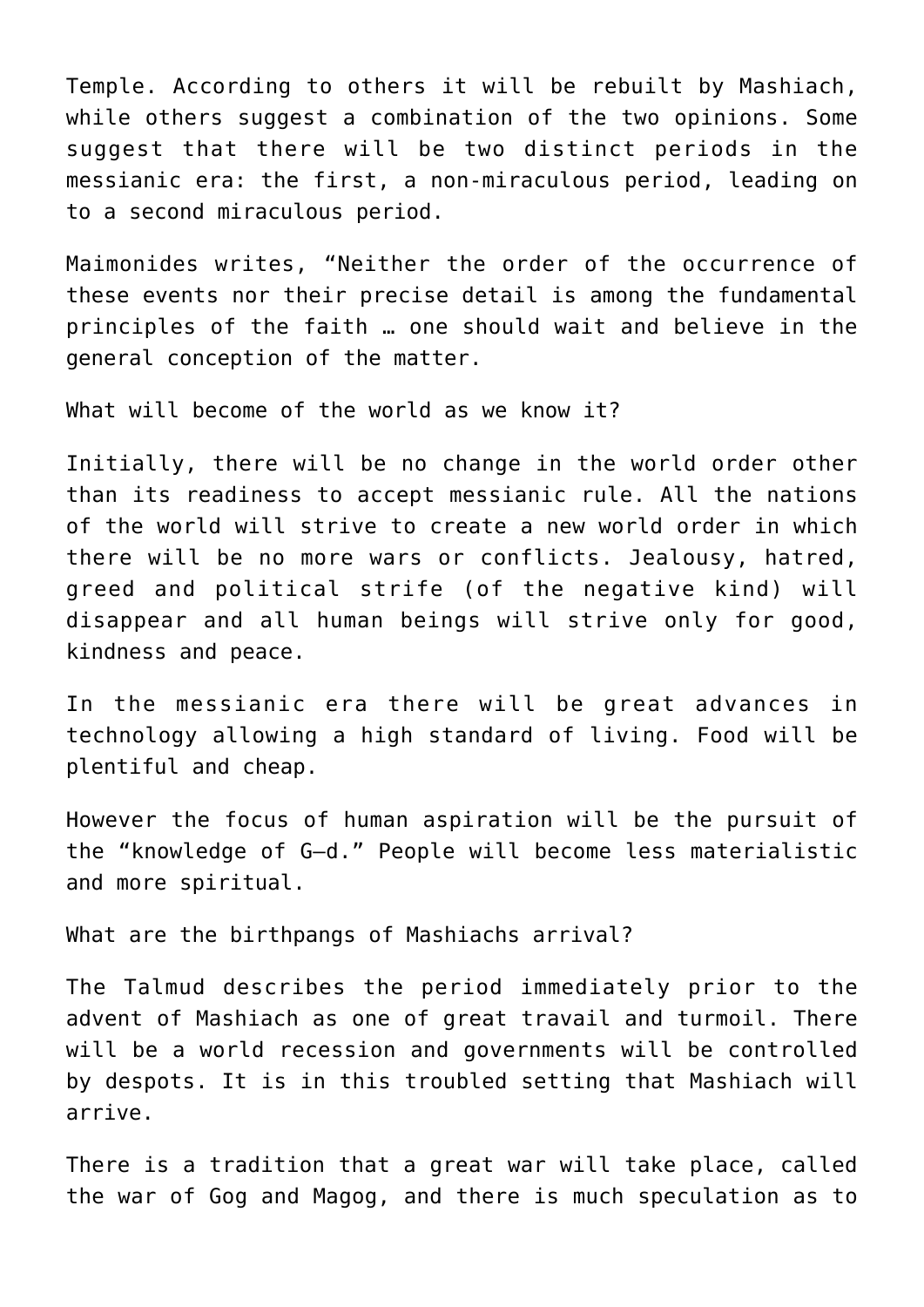Temple. According to others it will be rebuilt by Mashiach, while others suggest a combination of the two opinions. Some suggest that there will be two distinct periods in the messianic era: the first, a non-miraculous period, leading on to a second miraculous period.

Maimonides writes, “Neither the order of the occurrence of these events nor their precise detail is among the fundamental principles of the faith … one should wait and believe in the general conception of the matter.

What will become of the world as we know it?

Initially, there will be no change in the world order other than its readiness to accept messianic rule. All the nations of the world will strive to create a new world order in which there will be no more wars or conflicts. Jealousy, hatred, greed and political strife (of the negative kind) will disappear and all human beings will strive only for good, kindness and peace.

In the messianic era there will be great advances in technology allowing a high standard of living. Food will be plentiful and cheap.

However the focus of human aspiration will be the pursuit of the “knowledge of G–d.” People will become less materialistic and more spiritual.

What are the birthpangs of Mashiachs arrival?

The Talmud describes the period immediately prior to the advent of Mashiach as one of great travail and turmoil. There will be a world recession and governments will be controlled by despots. It is in this troubled setting that Mashiach will arrive.

There is a tradition that a great war will take place, called the war of Gog and Magog, and there is much speculation as to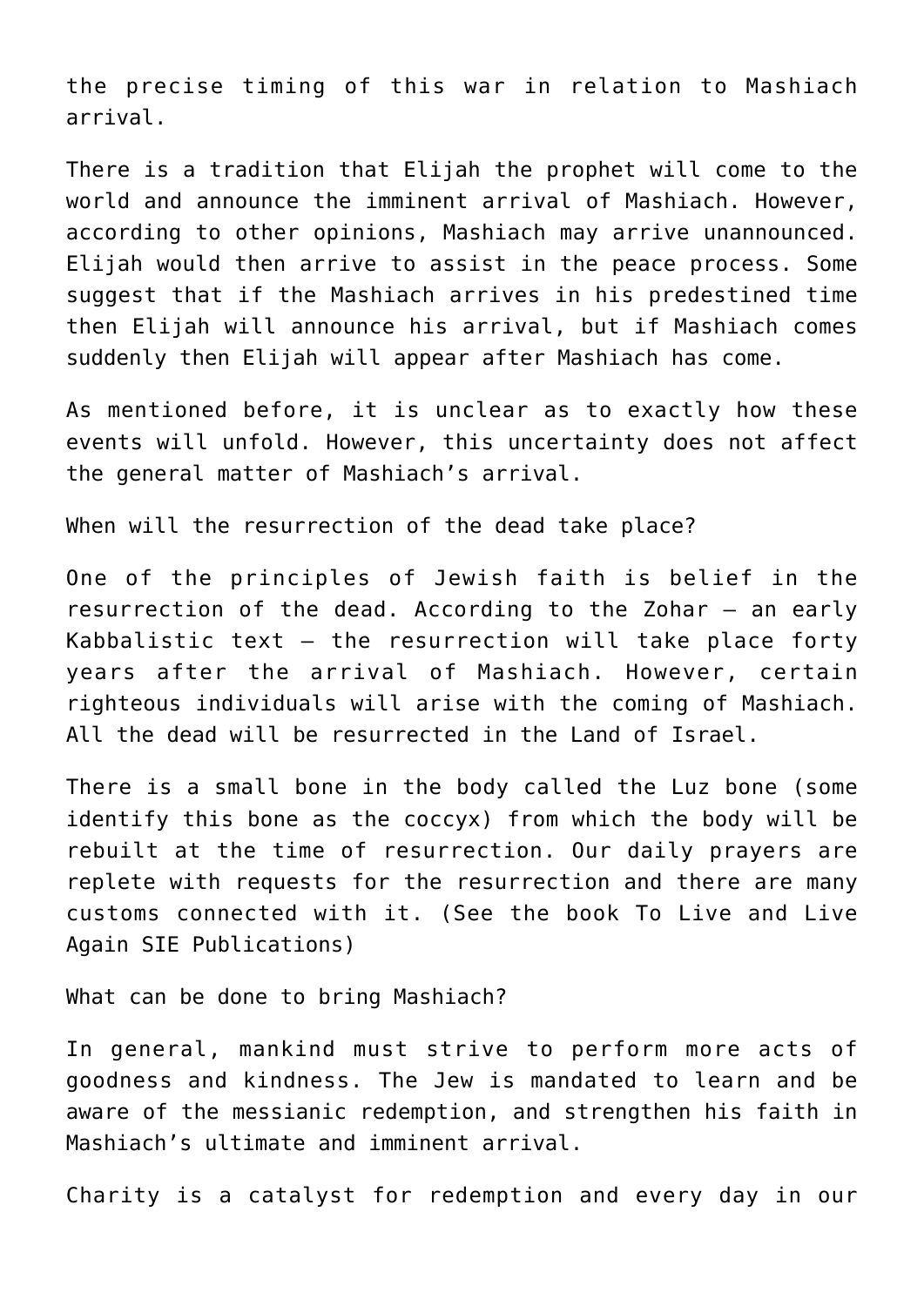the precise timing of this war in relation to Mashiach arrival.

There is a tradition that Elijah the prophet will come to the world and announce the imminent arrival of Mashiach. However, according to other opinions, Mashiach may arrive unannounced. Elijah would then arrive to assist in the peace process. Some suggest that if the Mashiach arrives in his predestined time then Elijah will announce his arrival, but if Mashiach comes suddenly then Elijah will appear after Mashiach has come.

As mentioned before, it is unclear as to exactly how these events will unfold. However, this uncertainty does not affect the general matter of Mashiach's arrival.

When will the resurrection of the dead take place?

One of the principles of Jewish faith is belief in the resurrection of the dead. According to the Zohar – an early Kabbalistic text – the resurrection will take place forty years after the arrival of Mashiach. However, certain righteous individuals will arise with the coming of Mashiach. All the dead will be resurrected in the Land of Israel.

There is a small bone in the body called the Luz bone (some identify this bone as the coccyx) from which the body will be rebuilt at the time of resurrection. Our daily prayers are replete with requests for the resurrection and there are many customs connected with it. (See the book To Live and Live Again SIE Publications)

What can be done to bring Mashiach?

In general, mankind must strive to perform more acts of goodness and kindness. The Jew is mandated to learn and be aware of the messianic redemption, and strengthen his faith in Mashiach's ultimate and imminent arrival.

Charity is a catalyst for redemption and every day in our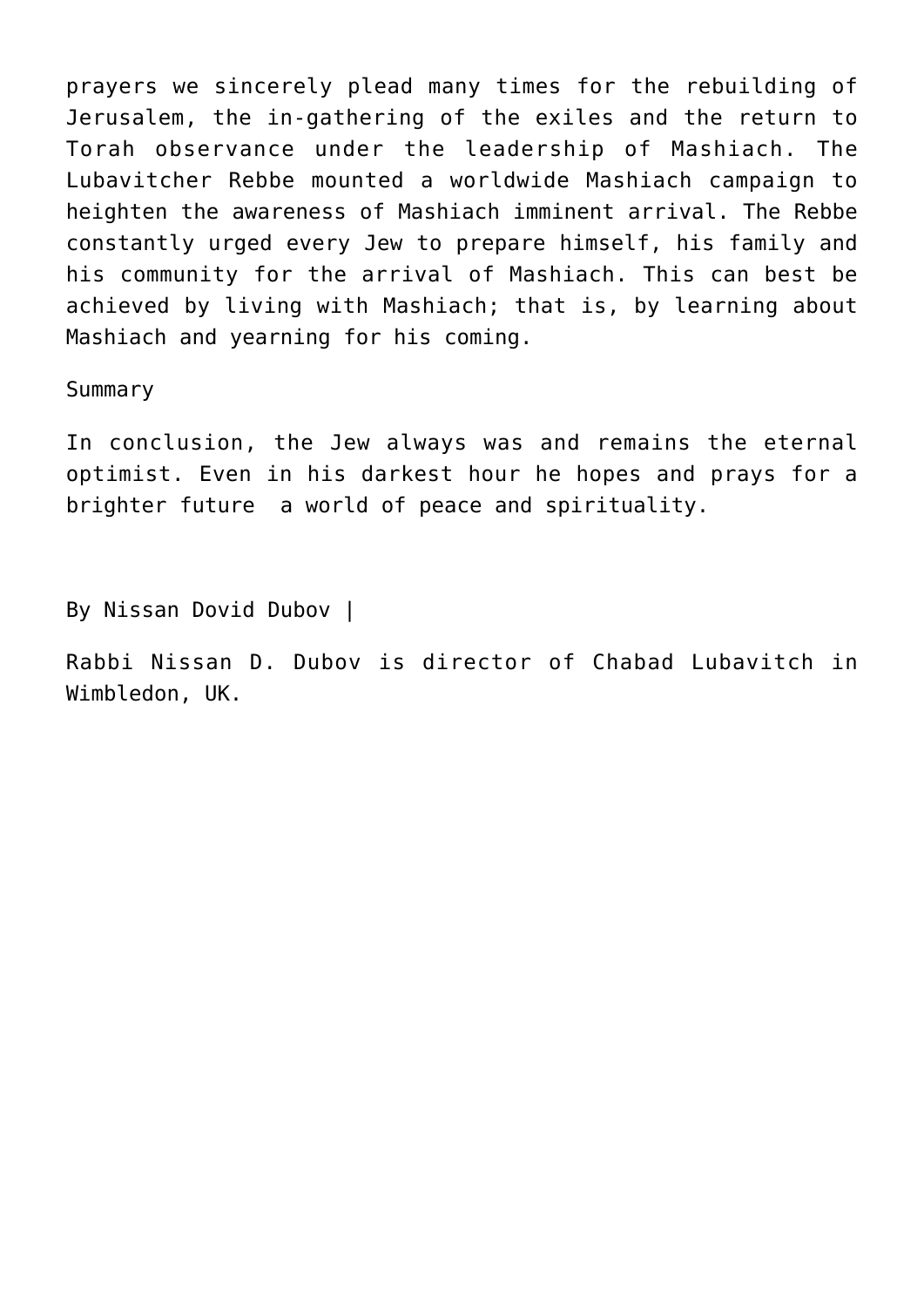prayers we sincerely plead many times for the rebuilding of Jerusalem, the in-gathering of the exiles and the return to Torah observance under the leadership of Mashiach. The Lubavitcher Rebbe mounted a worldwide Mashiach campaign to heighten the awareness of Mashiach imminent arrival. The Rebbe constantly urged every Jew to prepare himself, his family and his community for the arrival of Mashiach. This can best be achieved by living with Mashiach; that is, by learning about Mashiach and yearning for his coming.

## Summary

In conclusion, the Jew always was and remains the eternal optimist. Even in his darkest hour he hopes and prays for a brighter future  a world of peace and spirituality.

By Nissan Dovid Dubov |

Rabbi Nissan D. Dubov is director of Chabad Lubavitch in Wimbledon, UK.